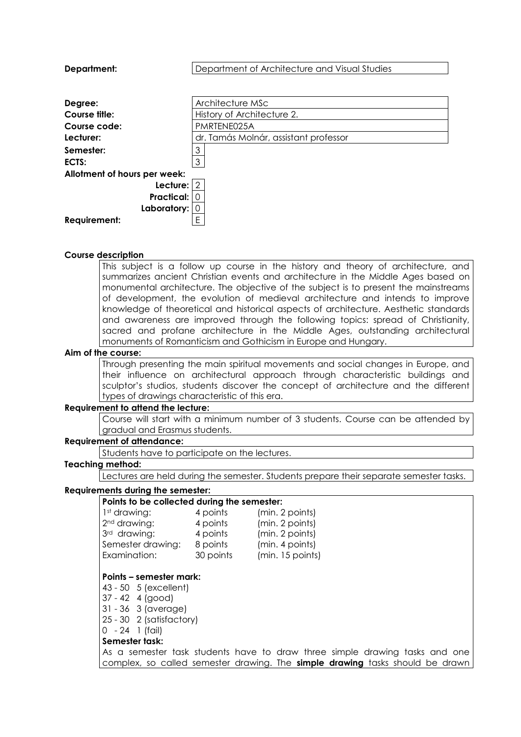**Department:** Department of Architecture and Visual Studies

| | |
|---|---|
| **Degree:** | Architecture MSc |
| **Course title:** | History of Architecture 2. |
| **Course code:** | PMRTENE025A |
| **Lecturer:** | dr. Tamás Molnár, assistant professor |
| **Semester:** | 3 |
| **ECTS:** | 3 |
| **Allotment of hours per week:** | |
| **Lecture:** | 2 |
| **Practical:** | 0 |
| **Laboratory:** | 0 |
| **Requirement:** | E |

**Course description**

This subject is a follow up course in the history and theory of architecture, and summarizes ancient Christian events and architecture in the Middle Ages based on monumental architecture. The objective of the subject is to present the mainstreams of development, the evolution of medieval architecture and intends to improve knowledge of theoretical and historical aspects of architecture. Aesthetic standards and awareness are improved through the following topics: spread of Christianity, sacred and profane architecture in the Middle Ages, outstanding architectural monuments of Romanticism and Gothicism in Europe and Hungary.

**Aim of the course:**

Through presenting the main spiritual movements and social changes in Europe, and their influence on architectural approach through characteristic buildings and sculptor's studios, students discover the concept of architecture and the different types of drawings characteristic of this era.

**Requirement to attend the lecture:**

Course will start with a minimum number of 3 students. Course can be attended by gradual and Erasmus students.

**Requirement of attendance:**

Students have to participate on the lectures.

**Teaching method:**

Lectures are held during the semester. Students prepare their separate semester tasks.

**Requirements during the semester:**

**Points to be collected during the semester:**

| | | |
|---|---|---|
| 1st drawing: | 4 points | (min. 2 points) |
| 2nd drawing: | 4 points | (min. 2 points) |
| 3rd drawing: | 4 points | (min. 2 points) |
| Semester drawing: | 8 points | (min. 4 points) |
| Examination: | 30 points | (min. 15 points) |

**Points – semester mark:**

43 - 50 5 (excellent)
37 - 42 4 (good)
31 - 36 3 (average)
25 - 30 2 (satisfactory)
0 - 24 1 (fail)

**Semester task:**

As a semester task students have to draw three simple drawing tasks and one complex, so called semester drawing. The **simple drawing** tasks should be drawn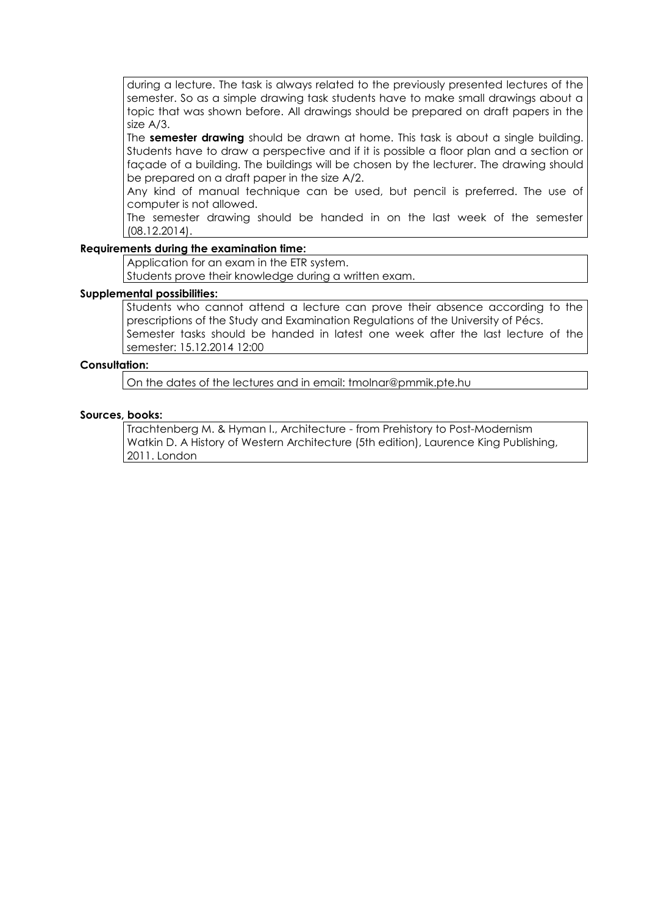during a lecture. The task is always related to the previously presented lectures of the semester. So as a simple drawing task students have to make small drawings about a topic that was shown before. All drawings should be prepared on draft papers in the size A/3.

The **semester drawing** should be drawn at home. This task is about a single building. Students have to draw a perspective and if it is possible a floor plan and a section or façade of a building. The buildings will be chosen by the lecturer. The drawing should be prepared on a draft paper in the size A/2.

Any kind of manual technique can be used, but pencil is preferred. The use of computer is not allowed.

The semester drawing should be handed in on the last week of the semester (08.12.2014).

**Requirements during the examination time:**

Application for an exam in the ETR system.
Students prove their knowledge during a written exam.

**Supplemental possibilities:**

Students who cannot attend a lecture can prove their absence according to the prescriptions of the Study and Examination Regulations of the University of Pécs.
Semester tasks should be handed in latest one week after the last lecture of the semester: 15.12.2014 12:00

**Consultation:**

On the dates of the lectures and in email: tmolnar@pmmik.pte.hu

**Sources, books:**

Trachtenberg M. & Hyman I., Architecture - from Prehistory to Post-Modernism
Watkin D. A History of Western Architecture (5th edition), Laurence King Publishing, 2011. London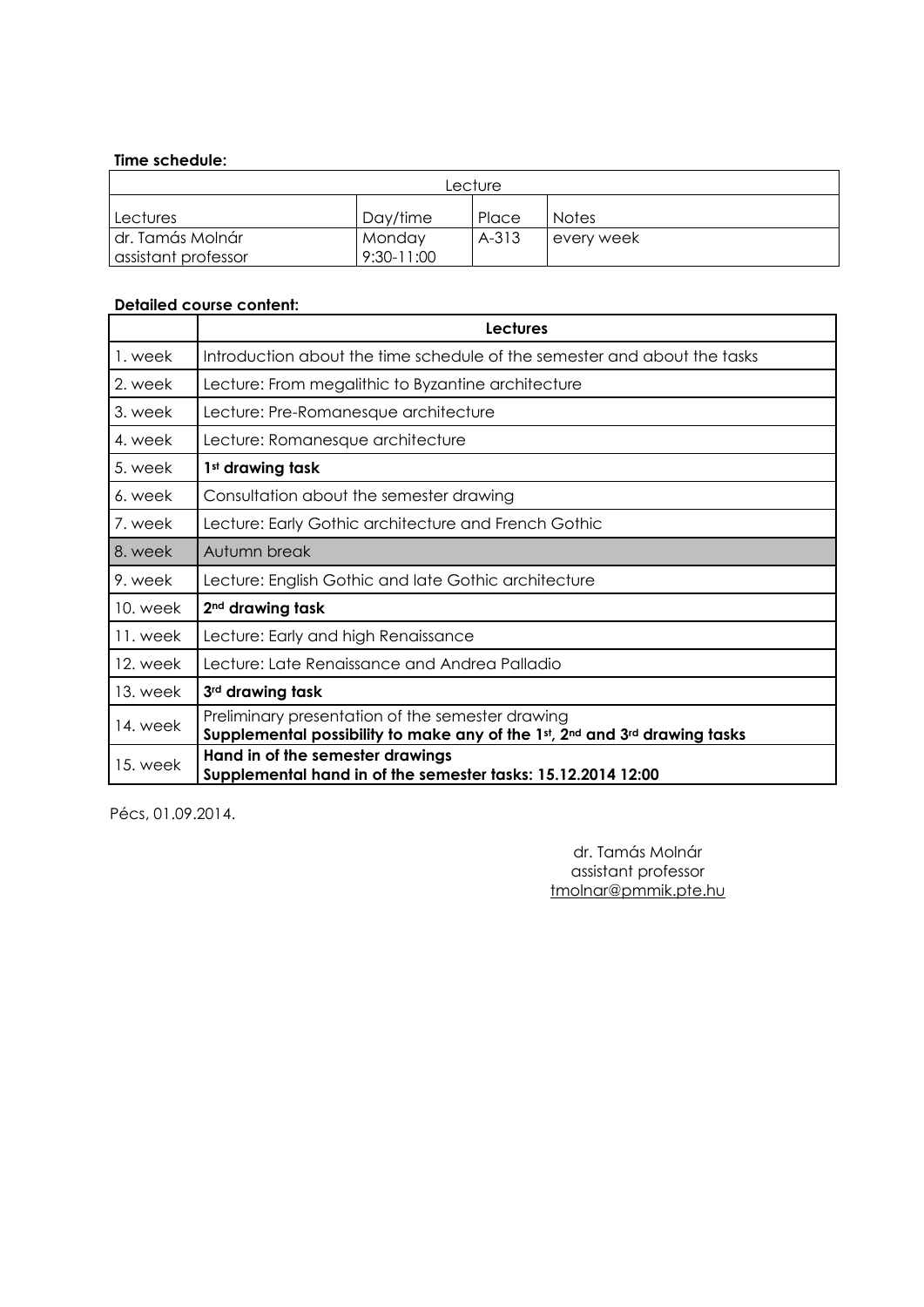**Time schedule:**

| Lecture | | | |
|---|---|---|---|
| Lectures | Day/time | Place | Notes |
| dr. Tamás Molnár<br>assistant professor | Monday<br>9:30-11:00 | A-313 | every week |

**Detailed course content:**

| | **Lectures** |
|---|---|
| 1. week | Introduction about the time schedule of the semester and about the tasks |
| 2. week | Lecture: From megalithic to Byzantine architecture |
| 3. week | Lecture: Pre-Romanesque architecture |
| 4. week | Lecture: Romanesque architecture |
| 5. week | **1st drawing task** |
| 6. week | Consultation about the semester drawing |
| 7. week | Lecture: Early Gothic architecture and French Gothic |
| 8. week | Autumn break |
| 9. week | Lecture: English Gothic and late Gothic architecture |
| 10. week | **2nd drawing task** |
| 11. week | Lecture: Early and high Renaissance |
| 12. week | Lecture: Late Renaissance and Andrea Palladio |
| 13. week | **3rd drawing task** |
| 14. week | Preliminary presentation of the semester drawing<br>**Supplemental possibility to make any of the 1st, 2nd and 3rd drawing tasks** |
| 15. week | **Hand in of the semester drawings**<br>**Supplemental hand in of the semester tasks: 15.12.2014 12:00** |

Pécs, 01.09.2014.

dr. Tamás Molnár
assistant professor
tmolnar@pmmik.pte.hu